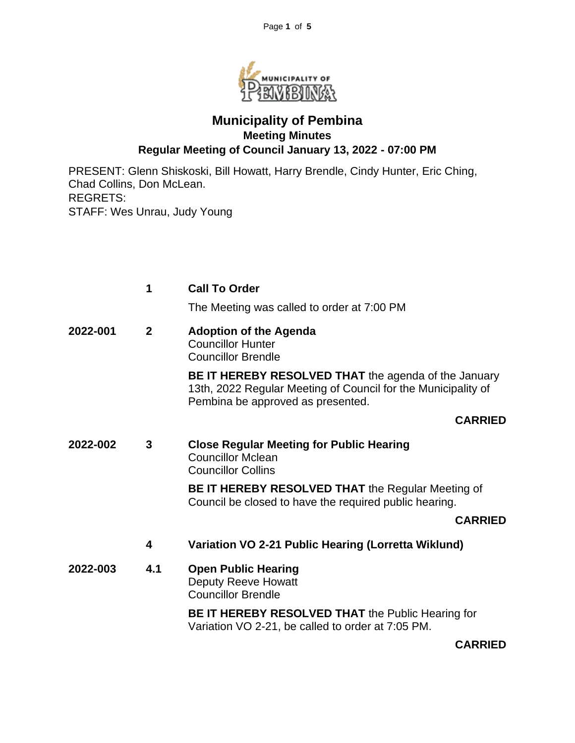# Municipality of Pembina

## Meeting Minutes

### Regular Meeting of Council January 13, 2022 - 07:00 PM

PRESENT: Glenn Shiskoski, Bill Howatt, Harry Brendle, Cindy Hunter, Eric Ching, Chad Collins, Don McLean.
REGRETS:
STAFF: Wes Unrau, Judy Young

**1 Call To Order**

The Meeting was called to order at 7:00 PM

**2022-001 2 Adoption of the Agenda**
Councillor Hunter
Councillor Brendle

**BE IT HEREBY RESOLVED THAT** the agenda of the January 13th, 2022 Regular Meeting of Council for the Municipality of Pembina be approved as presented.

**CARRIED**

**2022-002 3 Close Regular Meeting for Public Hearing**
Councillor Mclean
Councillor Collins

**BE IT HEREBY RESOLVED THAT** the Regular Meeting of Council be closed to have the required public hearing.

**CARRIED**

**4 Variation VO 2-21 Public Hearing (Lorretta Wiklund)**

**2022-003 4.1 Open Public Hearing**
Deputy Reeve Howatt
Councillor Brendle

**BE IT HEREBY RESOLVED THAT** the Public Hearing for Variation VO 2-21, be called to order at 7:05 PM.

**CARRIED**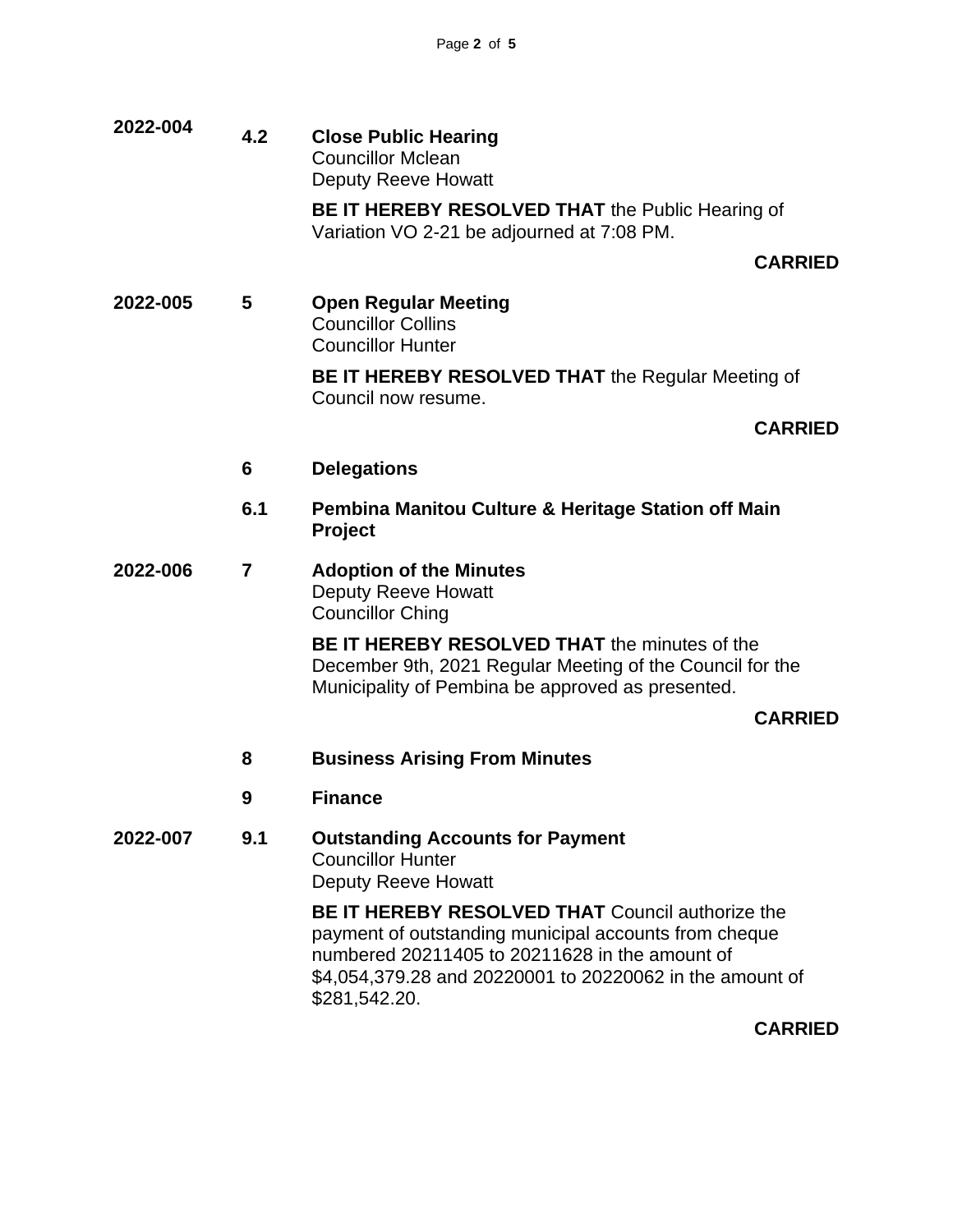**2022-004** **4.2** **Close Public Hearing**
Councillor Mclean
Deputy Reeve Howatt

**BE IT HEREBY RESOLVED THAT** the Public Hearing of Variation VO 2-21 be adjourned at 7:08 PM.

**CARRIED**

**2022-005** **5** **Open Regular Meeting**
Councillor Collins
Councillor Hunter

**BE IT HEREBY RESOLVED THAT** the Regular Meeting of Council now resume.

**CARRIED**

**6** **Delegations**

**6.1** **Pembina Manitou Culture & Heritage Station off Main Project**

**2022-006** **7** **Adoption of the Minutes**
Deputy Reeve Howatt
Councillor Ching

**BE IT HEREBY RESOLVED THAT** the minutes of the December 9th, 2021 Regular Meeting of the Council for the Municipality of Pembina be approved as presented.

**CARRIED**

**8** **Business Arising From Minutes**

**9** **Finance**

**2022-007** **9.1** **Outstanding Accounts for Payment**
Councillor Hunter
Deputy Reeve Howatt

**BE IT HEREBY RESOLVED THAT** Council authorize the payment of outstanding municipal accounts from cheque numbered 20211405 to 20211628 in the amount of $4,054,379.28 and 20220001 to 20220062 in the amount of $281,542.20.

**CARRIED**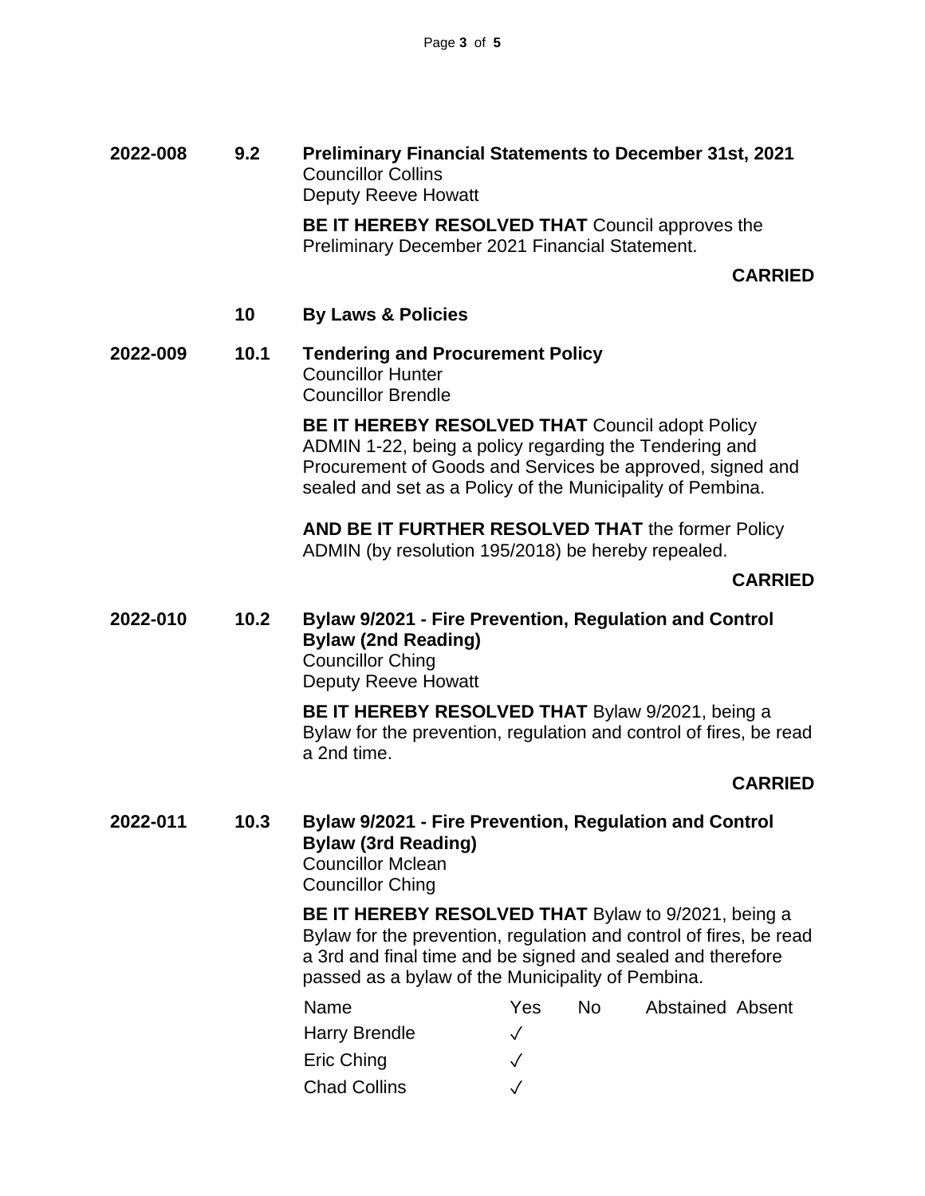**2022-008** **9.2** **Preliminary Financial Statements to December 31st, 2021**
Councillor Collins
Deputy Reeve Howatt

**BE IT HEREBY RESOLVED THAT** Council approves the Preliminary December 2021 Financial Statement.

**CARRIED**

**10** **By Laws & Policies**

**2022-009** **10.1** **Tendering and Procurement Policy**
Councillor Hunter
Councillor Brendle

**BE IT HEREBY RESOLVED THAT** Council adopt Policy ADMIN 1-22, being a policy regarding the Tendering and Procurement of Goods and Services be approved, signed and sealed and set as a Policy of the Municipality of Pembina.

**AND BE IT FURTHER RESOLVED THAT** the former Policy ADMIN (by resolution 195/2018) be hereby repealed.

**CARRIED**

**2022-010** **10.2** **Bylaw 9/2021 - Fire Prevention, Regulation and Control Bylaw (2nd Reading)**
Councillor Ching
Deputy Reeve Howatt

**BE IT HEREBY RESOLVED THAT** Bylaw 9/2021, being a Bylaw for the prevention, regulation and control of fires, be read a 2nd time.

**CARRIED**

**2022-011** **10.3** **Bylaw 9/2021 - Fire Prevention, Regulation and Control Bylaw (3rd Reading)**
Councillor Mclean
Councillor Ching

**BE IT HEREBY RESOLVED THAT** Bylaw to 9/2021, being a Bylaw for the prevention, regulation and control of fires, be read a 3rd and final time and be signed and sealed and therefore passed as a bylaw of the Municipality of Pembina.

| Name | Yes | No | Abstained | Absent |
|---|---|---|---|---|
| Harry Brendle | ✓ | | | |
| Eric Ching | ✓ | | | |
| Chad Collins | ✓ | | | |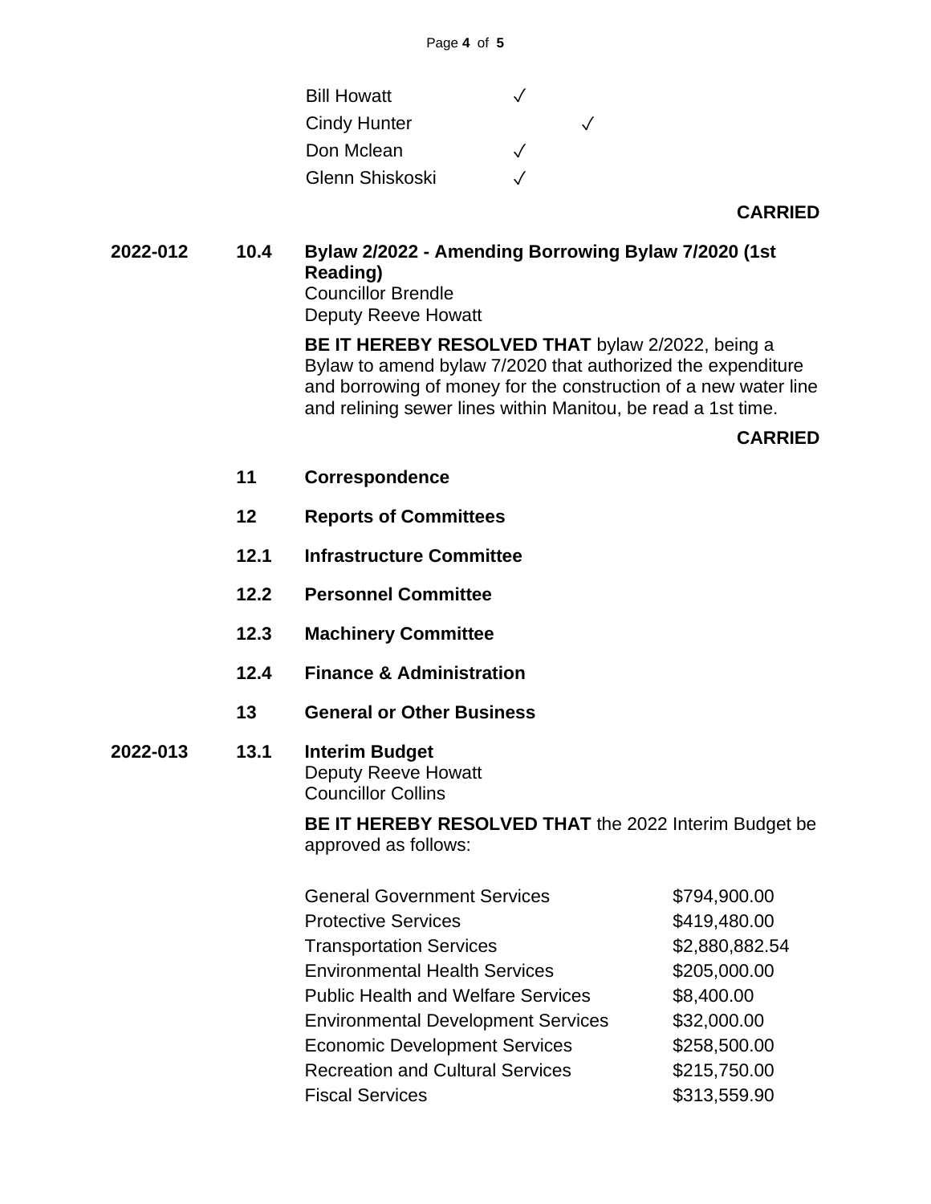| | | |
|---|---|---|
| Bill Howatt | ✓ | |
| Cindy Hunter | | ✓ |
| Don Mclean | ✓ | |
| Glenn Shiskoski | ✓ | |

**CARRIED**

**2022-012 10.4 Bylaw 2/2022 - Amending Borrowing Bylaw 7/2020 (1st Reading)**

Councillor Brendle
Deputy Reeve Howatt

**BE IT HEREBY RESOLVED THAT** bylaw 2/2022, being a Bylaw to amend bylaw 7/2020 that authorized the expenditure and borrowing of money for the construction of a new water line and relining sewer lines within Manitou, be read a 1st time.

**CARRIED**

**11 Correspondence**

**12 Reports of Committees**

**12.1 Infrastructure Committee**

**12.2 Personnel Committee**

**12.3 Machinery Committee**

**12.4 Finance & Administration**

**13 General or Other Business**

**2022-013 13.1 Interim Budget**

Deputy Reeve Howatt
Councillor Collins

**BE IT HEREBY RESOLVED THAT** the 2022 Interim Budget be approved as follows:

| | |
|---|---|
| General Government Services | $794,900.00 |
| Protective Services | $419,480.00 |
| Transportation Services | $2,880,882.54 |
| Environmental Health Services | $205,000.00 |
| Public Health and Welfare Services | $8,400.00 |
| Environmental Development Services | $32,000.00 |
| Economic Development Services | $258,500.00 |
| Recreation and Cultural Services | $215,750.00 |
| Fiscal Services | $313,559.90 |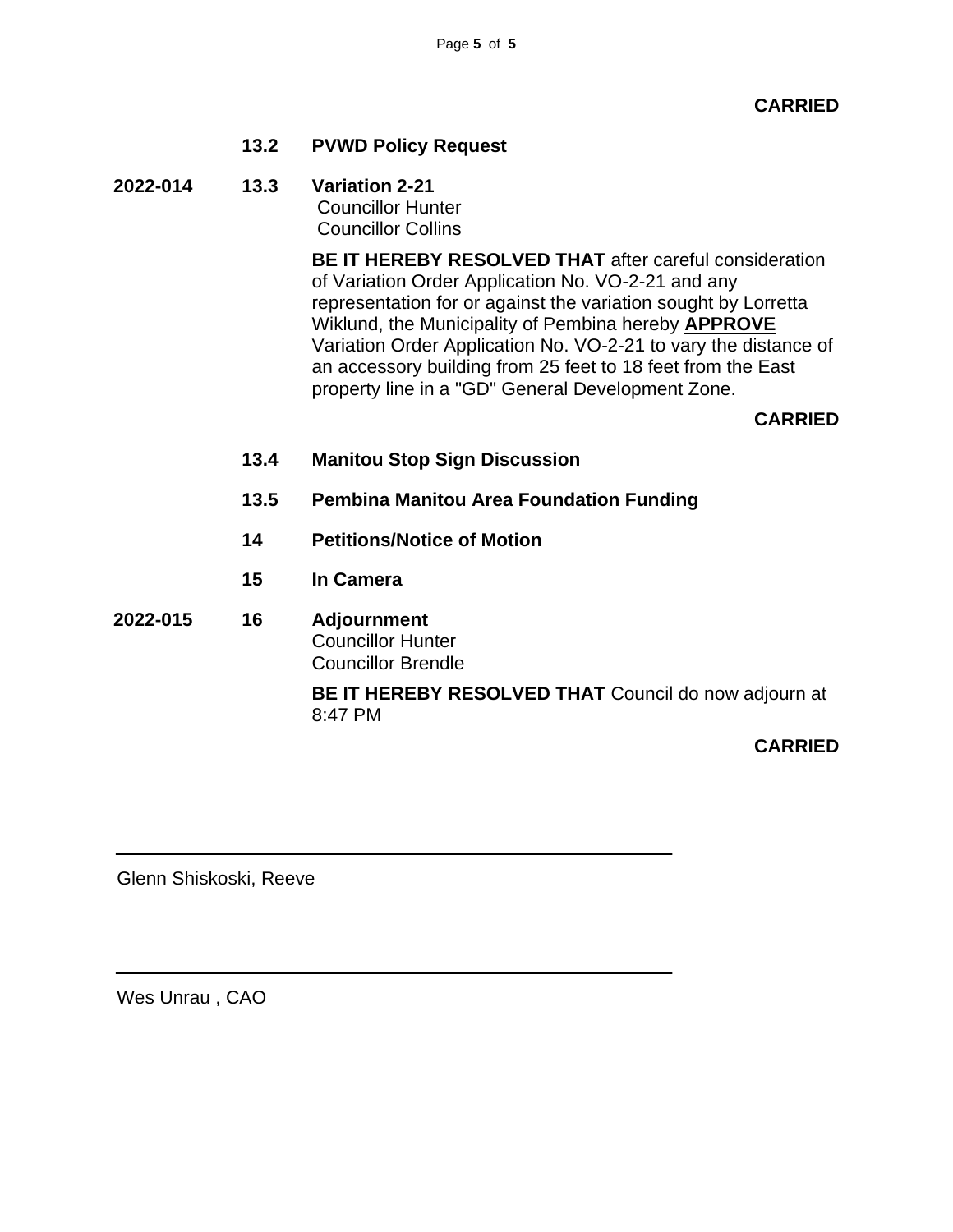**CARRIED**

**13.2 PVWD Policy Request**

**2022-014 13.3 Variation 2-21**
Councillor Hunter
Councillor Collins

**BE IT HEREBY RESOLVED THAT** after careful consideration of Variation Order Application No. VO-2-21 and any representation for or against the variation sought by Lorretta Wiklund, the Municipality of Pembina hereby **APPROVE** Variation Order Application No. VO-2-21 to vary the distance of an accessory building from 25 feet to 18 feet from the East property line in a "GD" General Development Zone.

**CARRIED**

**13.4 Manitou Stop Sign Discussion**

**13.5 Pembina Manitou Area Foundation Funding**

**14 Petitions/Notice of Motion**

**15 In Camera**

**2022-015 16 Adjournment**
Councillor Hunter
Councillor Brendle

**BE IT HEREBY RESOLVED THAT** Council do now adjourn at 8:47 PM

**CARRIED**

---

Glenn Shiskoski, Reeve

---

Wes Unrau , CAO